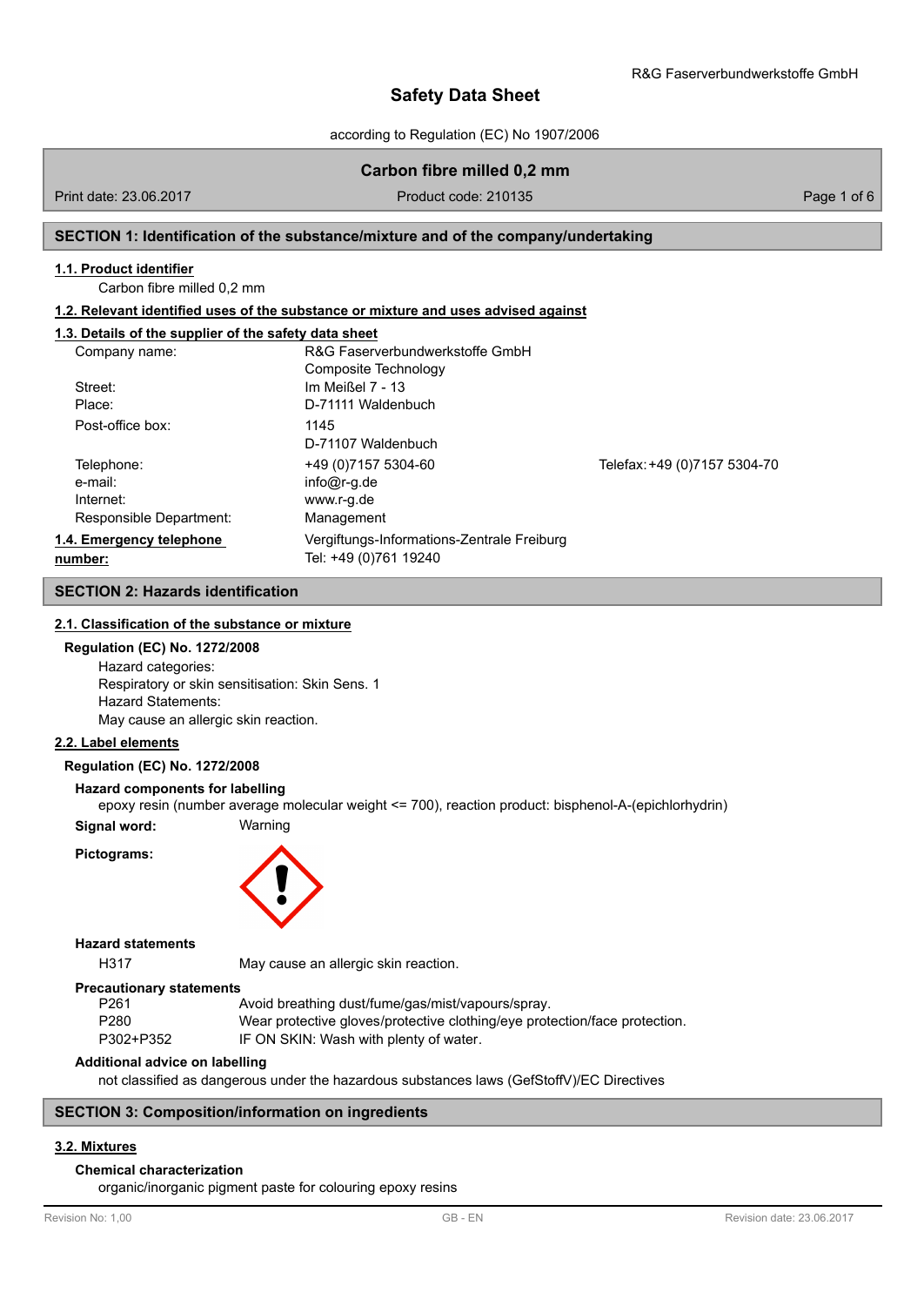R&G Faserverbundwerkstoffe GmbH

# Safety Data Sheet

according to Regulation (EC) No 1907/2006

## Carbon fibre milled 0,2 mm

Print date: 23.06.2017 | Product code: 210135

## SECTION 1: Identification of the substance/mixture and of the company/undertaking

### 1.1. Product identifier

Carbon fibre milled 0,2 mm

### 1.2. Relevant identified uses of the substance or mixture and uses advised against

### 1.3. Details of the supplier of the safety data sheet

| | | |
|---|---|---|
| Company name: | R&G Faserverbundwerkstoffe GmbH<br>Composite Technology | |
| Street: | Im Meißel 7 - 13 | |
| Place: | D-71111 Waldenbuch | |
| Post-office box: | 1145<br>D-71107 Waldenbuch | |
| Telephone: | +49 (0)7157 5304-60 | Telefax: +49 (0)7157 5304-70 |
| e-mail: | info@r-g.de | |
| Internet: | www.r-g.de | |
| Responsible Department: | Management | |

**1.4. Emergency telephone number:** Vergiftungs-Informations-Zentrale Freiburg
Tel: +49 (0)761 19240

## SECTION 2: Hazards identification

### 2.1. Classification of the substance or mixture

**Regulation (EC) No. 1272/2008**

Hazard categories:
Respiratory or skin sensitisation: Skin Sens. 1
Hazard Statements:
May cause an allergic skin reaction.

### 2.2. Label elements

**Regulation (EC) No. 1272/2008**

**Hazard components for labelling**

epoxy resin (number average molecular weight <= 700), reaction product: bisphenol-A-(epichlorhydrin)

**Signal word:** Warning

**Pictograms:**

**Hazard statements**

| | |
|---|---|
| H317 | May cause an allergic skin reaction. |

**Precautionary statements**

| | |
|---|---|
| P261 | Avoid breathing dust/fume/gas/mist/vapours/spray. |
| P280 | Wear protective gloves/protective clothing/eye protection/face protection. |
| P302+P352 | IF ON SKIN: Wash with plenty of water. |

**Additional advice on labelling**

not classified as dangerous under the hazardous substances laws (GefStoffV)/EC Directives

## SECTION 3: Composition/information on ingredients

### 3.2. Mixtures

**Chemical characterization**

organic/inorganic pigment paste for colouring epoxy resins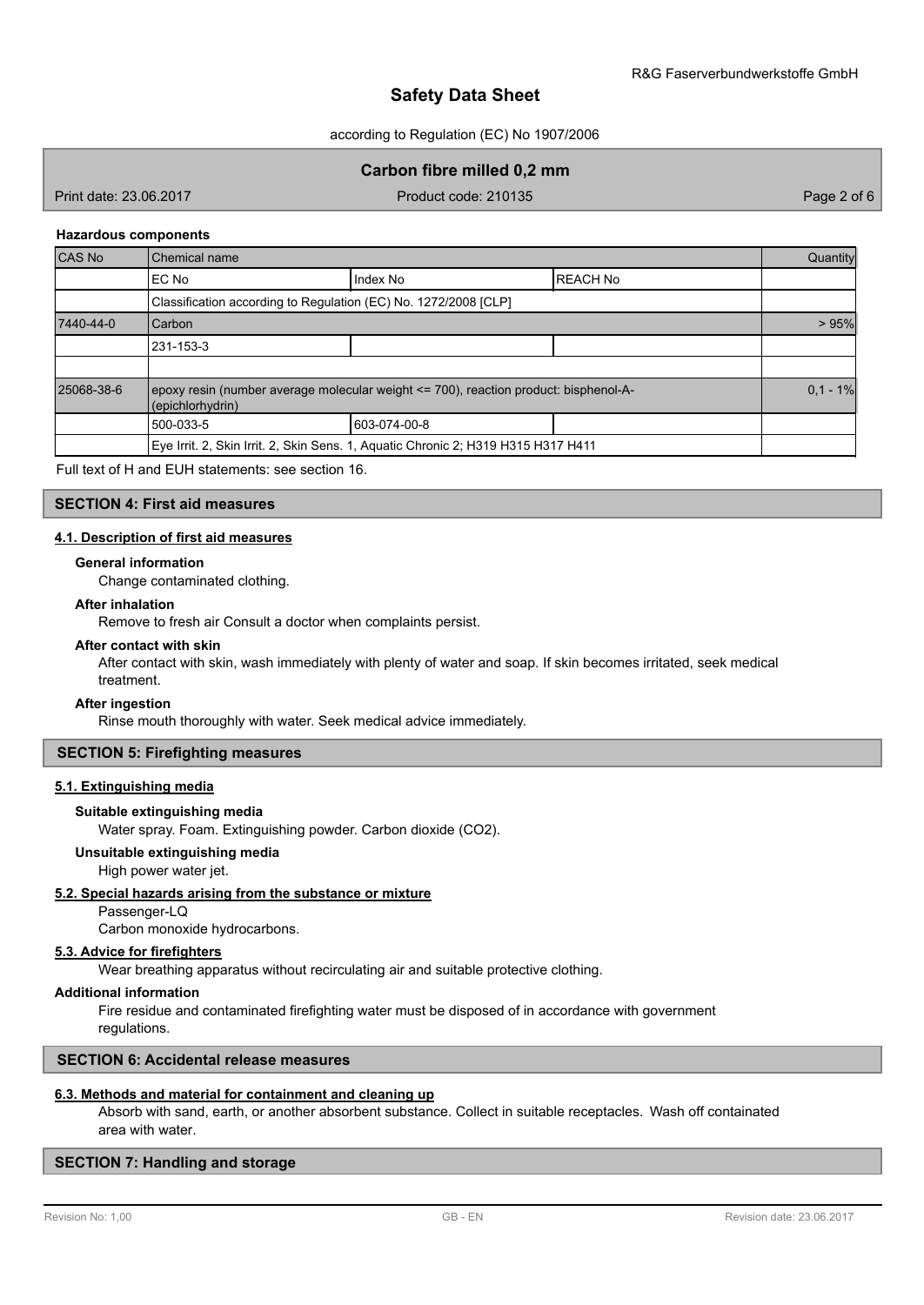#### Hazardous components

| CAS No | Chemical name | | | Quantity |
|---|---|---|---|---|
| | EC No | Index No | REACH No | |
| | Classification according to Regulation (EC) No. 1272/2008 [CLP] | | | |
| 7440-44-0 | Carbon | | | > 95% |
| | 231-153-3 | | | |
| | | | | |
| 25068-38-6 | epoxy resin (number average molecular weight <= 700), reaction product: bisphenol-A-(epichlorhydrin) | | | 0,1 - 1% |
| | 500-033-5 | 603-074-00-8 | | |
| | Eye Irrit. 2, Skin Irrit. 2, Skin Sens. 1, Aquatic Chronic 2; H319 H315 H317 H411 | | | |

Full text of H and EUH statements: see section 16.

## SECTION 4: First aid measures

### 4.1. Description of first aid measures

**General information**

Change contaminated clothing.

**After inhalation**

Remove to fresh air Consult a doctor when complaints persist.

**After contact with skin**

After contact with skin, wash immediately with plenty of water and soap. If skin becomes irritated, seek medical treatment.

**After ingestion**

Rinse mouth thoroughly with water. Seek medical advice immediately.

## SECTION 5: Firefighting measures

### 5.1. Extinguishing media

**Suitable extinguishing media**

Water spray. Foam. Extinguishing powder. Carbon dioxide ($CO_2$).

**Unsuitable extinguishing media**

High power water jet.

### 5.2. Special hazards arising from the substance or mixture

Passenger-LQ

Carbon monoxide hydrocarbons.

### 5.3. Advice for firefighters

Wear breathing apparatus without recirculating air and suitable protective clothing.

**Additional information**

Fire residue and contaminated firefighting water must be disposed of in accordance with government regulations.

## SECTION 6: Accidental release measures

### 6.3. Methods and material for containment and cleaning up

Absorb with sand, earth, or another absorbent substance. Collect in suitable receptacles. Wash off containated area with water.

## SECTION 7: Handling and storage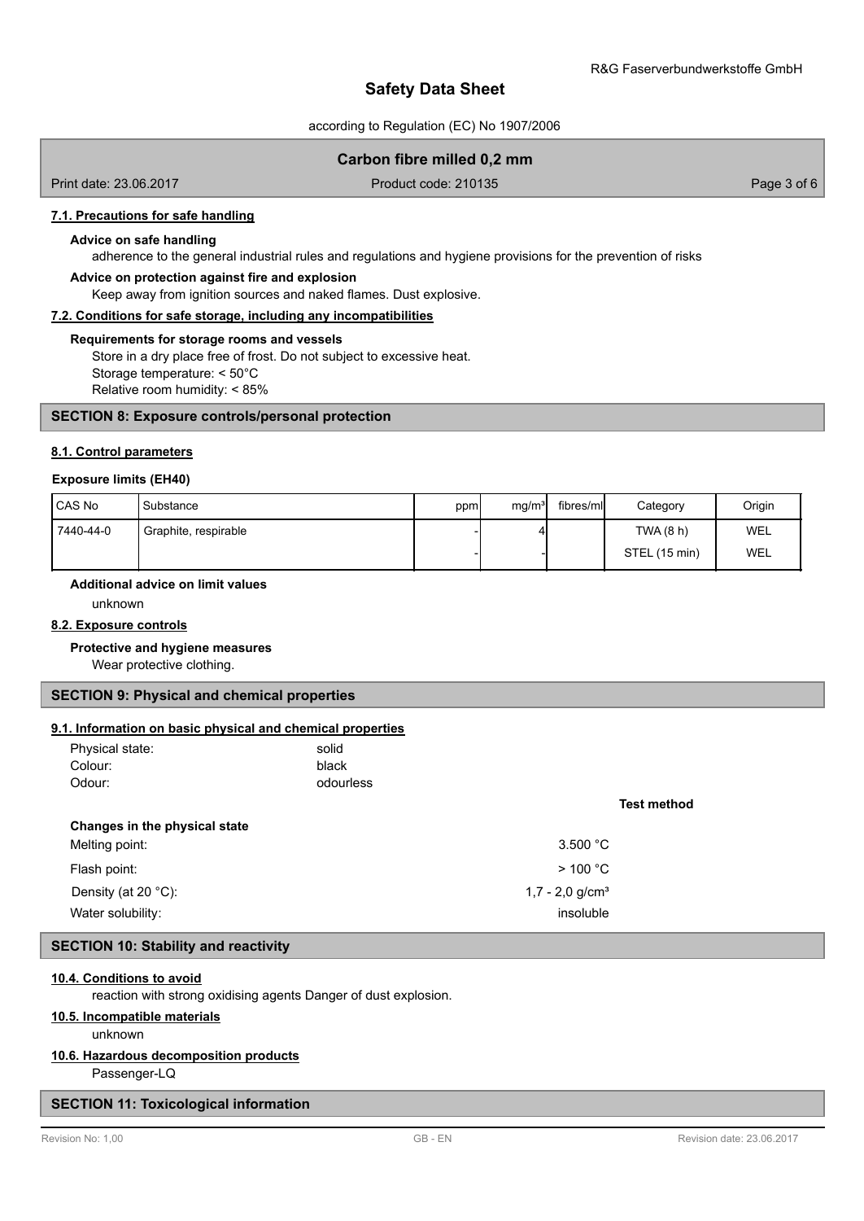#### 7.1. Precautions for safe handling

**Advice on safe handling**

adherence to the general industrial rules and regulations and hygiene provisions for the prevention of risks

**Advice on protection against fire and explosion**

Keep away from ignition sources and naked flames. Dust explosive.

#### 7.2. Conditions for safe storage, including any incompatibilities

**Requirements for storage rooms and vessels**

Store in a dry place free of frost. Do not subject to excessive heat.
Storage temperature: < 50°C
Relative room humidity: < 85%

## SECTION 8: Exposure controls/personal protection

#### 8.1. Control parameters

**Exposure limits (EH40)**

| CAS No | Substance | ppm | mg/m³ | fibres/ml | Category | Origin |
|---|---|---|---|---|---|---|
| 7440-44-0 | Graphite, respirable | - | 4 | | TWA (8 h) | WEL |
| | | - | - | | STEL (15 min) | WEL |

**Additional advice on limit values**

unknown

#### 8.2. Exposure controls

**Protective and hygiene measures**

Wear protective clothing.

## SECTION 9: Physical and chemical properties

#### 9.1. Information on basic physical and chemical properties

| | | |
|---|---|---|
| Physical state: | solid | |
| Colour: | black | |
| Odour: | odourless | |
| | | **Test method** |
| **Changes in the physical state** | | |
| Melting point: | 3.500 °C | |
| Flash point: | > 100 °C | |
| Density (at 20 °C): | 1,7 - 2,0 g/cm³ | |
| Water solubility: | insoluble | |

## SECTION 10: Stability and reactivity

#### 10.4. Conditions to avoid

reaction with strong oxidising agents Danger of dust explosion.

#### 10.5. Incompatible materials

unknown

#### 10.6. Hazardous decomposition products

Passenger-LQ

## SECTION 11: Toxicological information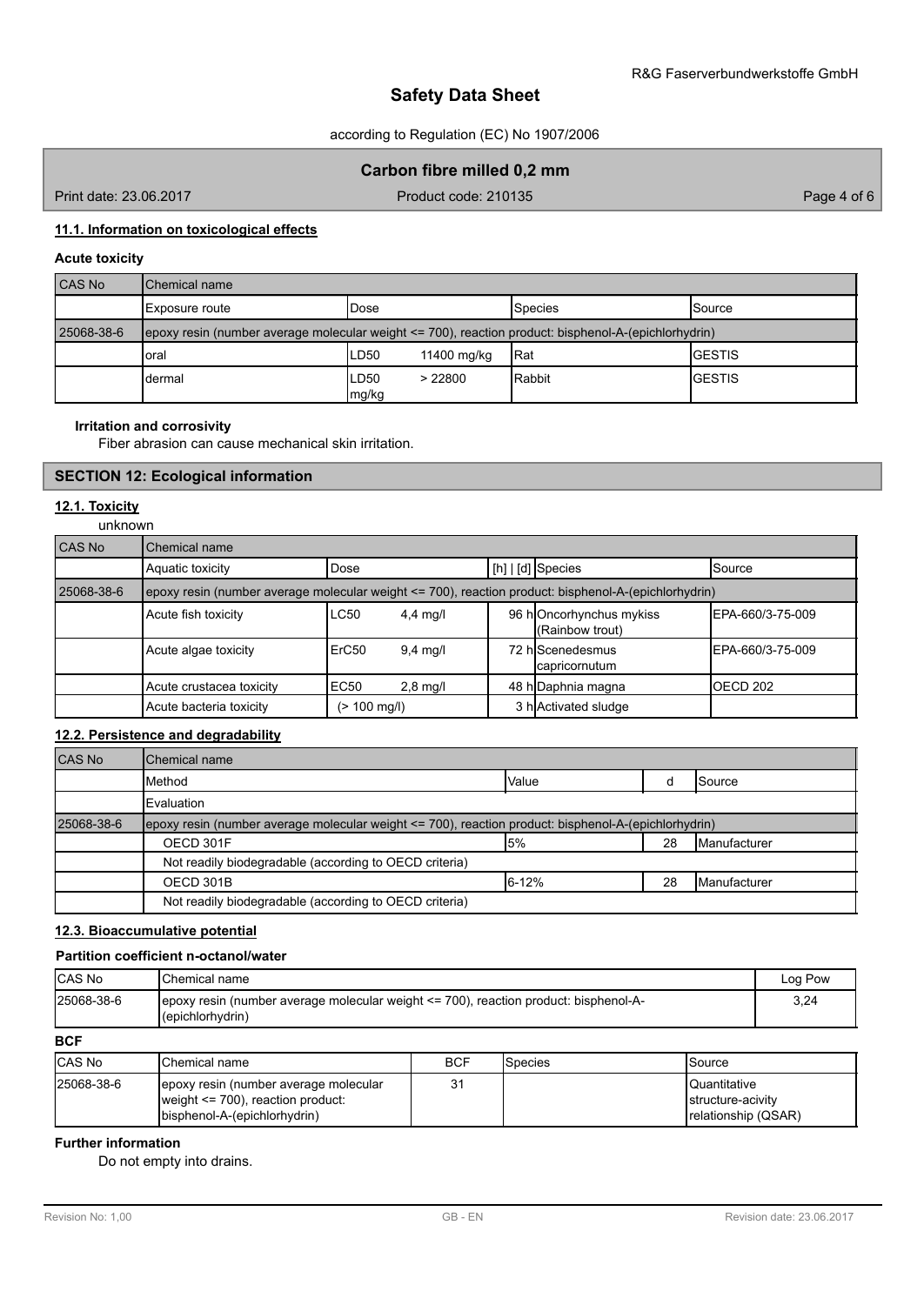### 11.1. Information on toxicological effects

**Acute toxicity**

| CAS No | Chemical name | | | |
|---|---|---|---|---|
| | Exposure route | Dose | Species | Source |
| 25068-38-6 | epoxy resin (number average molecular weight <= 700), reaction product: bisphenol-A-(epichlorhydrin) | | | |
| | oral | LD50 11400 mg/kg | Rat | GESTIS |
| | dermal | LD50 > 22800 mg/kg | Rabbit | GESTIS |

**Irritation and corrosivity**

Fiber abrasion can cause mechanical skin irritation.

## SECTION 12: Ecological information

### 12.1. Toxicity

unknown

| CAS No | Chemical name | | | | |
|---|---|---|---|---|---|
| | Aquatic toxicity | Dose | [h] \| [d] | Species | Source |
| 25068-38-6 | epoxy resin (number average molecular weight <= 700), reaction product: bisphenol-A-(epichlorhydrin) | | | | |
| | Acute fish toxicity | LC50 4,4 mg/l | 96 h | Oncorhynchus mykiss (Rainbow trout) | EPA-660/3-75-009 |
| | Acute algae toxicity | ErC50 9,4 mg/l | 72 h | Scenedesmus capricornutum | EPA-660/3-75-009 |
| | Acute crustacea toxicity | EC50 2,8 mg/l | 48 h | Daphnia magna | OECD 202 |
| | Acute bacteria toxicity | (> 100 mg/l) | 3 h | Activated sludge | |

### 12.2. Persistence and degradability

| CAS No | Chemical name | | | |
|---|---|---|---|---|
| | Method | Value | d | Source |
| | Evaluation | | | |
| 25068-38-6 | epoxy resin (number average molecular weight <= 700), reaction product: bisphenol-A-(epichlorhydrin) | | | |
| | OECD 301F | 5% | 28 | Manufacturer |
| | Not readily biodegradable (according to OECD criteria) | | | |
| | OECD 301B | 6-12% | 28 | Manufacturer |
| | Not readily biodegradable (according to OECD criteria) | | | |

### 12.3. Bioaccumulative potential

**Partition coefficient n-octanol/water**

| CAS No | Chemical name | Log Pow |
|---|---|---|
| 25068-38-6 | epoxy resin (number average molecular weight <= 700), reaction product: bisphenol-A-(epichlorhydrin) | 3,24 |

**BCF**

| CAS No | Chemical name | BCF | Species | Source |
|---|---|---|---|---|
| 25068-38-6 | epoxy resin (number average molecular weight <= 700), reaction product: bisphenol-A-(epichlorhydrin) | 31 | | Quantitative structure-acivity relationship (QSAR) |

**Further information**

Do not empty into drains.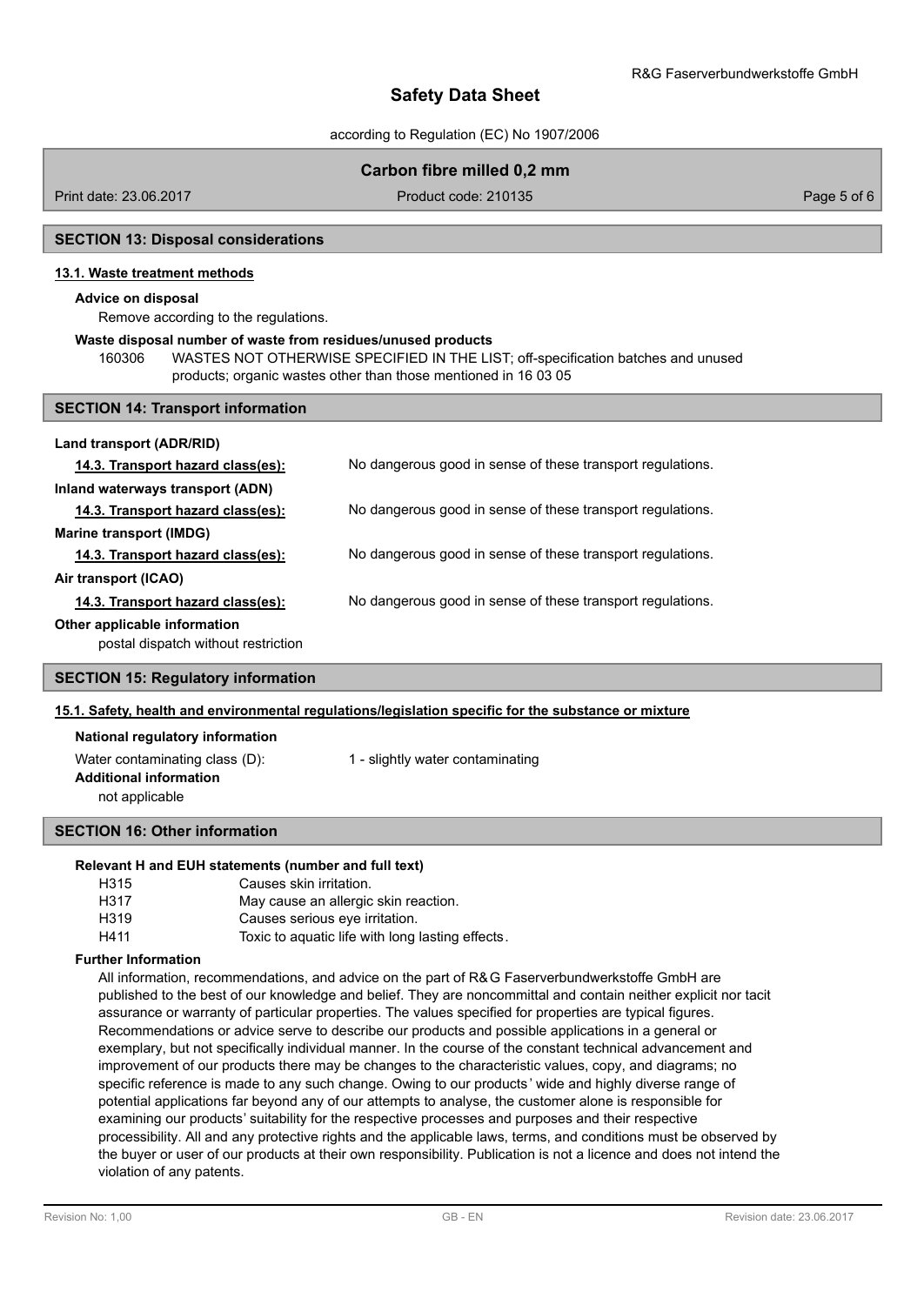## SECTION 13: Disposal considerations

### 13.1. Waste treatment methods

**Advice on disposal**

Remove according to the regulations.

**Waste disposal number of waste from residues/unused products**

160306 WASTES NOT OTHERWISE SPECIFIED IN THE LIST; off-specification batches and unused products; organic wastes other than those mentioned in 16 03 05

## SECTION 14: Transport information

**Land transport (ADR/RID)**

| | |
|---|---|
| 14.3. Transport hazard class(es): | No dangerous good in sense of these transport regulations. |

**Inland waterways transport (ADN)**

| | |
|---|---|
| 14.3. Transport hazard class(es): | No dangerous good in sense of these transport regulations. |

**Marine transport (IMDG)**

| | |
|---|---|
| 14.3. Transport hazard class(es): | No dangerous good in sense of these transport regulations. |

**Air transport (ICAO)**

| | |
|---|---|
| 14.3. Transport hazard class(es): | No dangerous good in sense of these transport regulations. |

**Other applicable information**

postal dispatch without restriction

## SECTION 15: Regulatory information

### 15.1. Safety, health and environmental regulations/legislation specific for the substance or mixture

**National regulatory information**

Water contaminating class (D): 1 - slightly water contaminating

**Additional information**

not applicable

## SECTION 16: Other information

**Relevant H and EUH statements (number and full text)**

| | |
|---|---|
| H315 | Causes skin irritation. |
| H317 | May cause an allergic skin reaction. |
| H319 | Causes serious eye irritation. |
| H411 | Toxic to aquatic life with long lasting effects. |

**Further Information**

All information, recommendations, and advice on the part of R&G Faserverbundwerkstoffe GmbH are published to the best of our knowledge and belief. They are noncommittal and contain neither explicit nor tacit assurance or warranty of particular properties. The values specified for properties are typical figures. Recommendations or advice serve to describe our products and possible applications in a general or exemplary, but not specifically individual manner. In the course of the constant technical advancement and improvement of our products there may be changes to the characteristic values, copy, and diagrams; no specific reference is made to any such change. Owing to our products' wide and highly diverse range of potential applications far beyond any of our attempts to analyse, the customer alone is responsible for examining our products' suitability for the respective processes and purposes and their respective processibility. All and any protective rights and the applicable laws, terms, and conditions must be observed by the buyer or user of our products at their own responsibility. Publication is not a licence and does not intend the violation of any patents.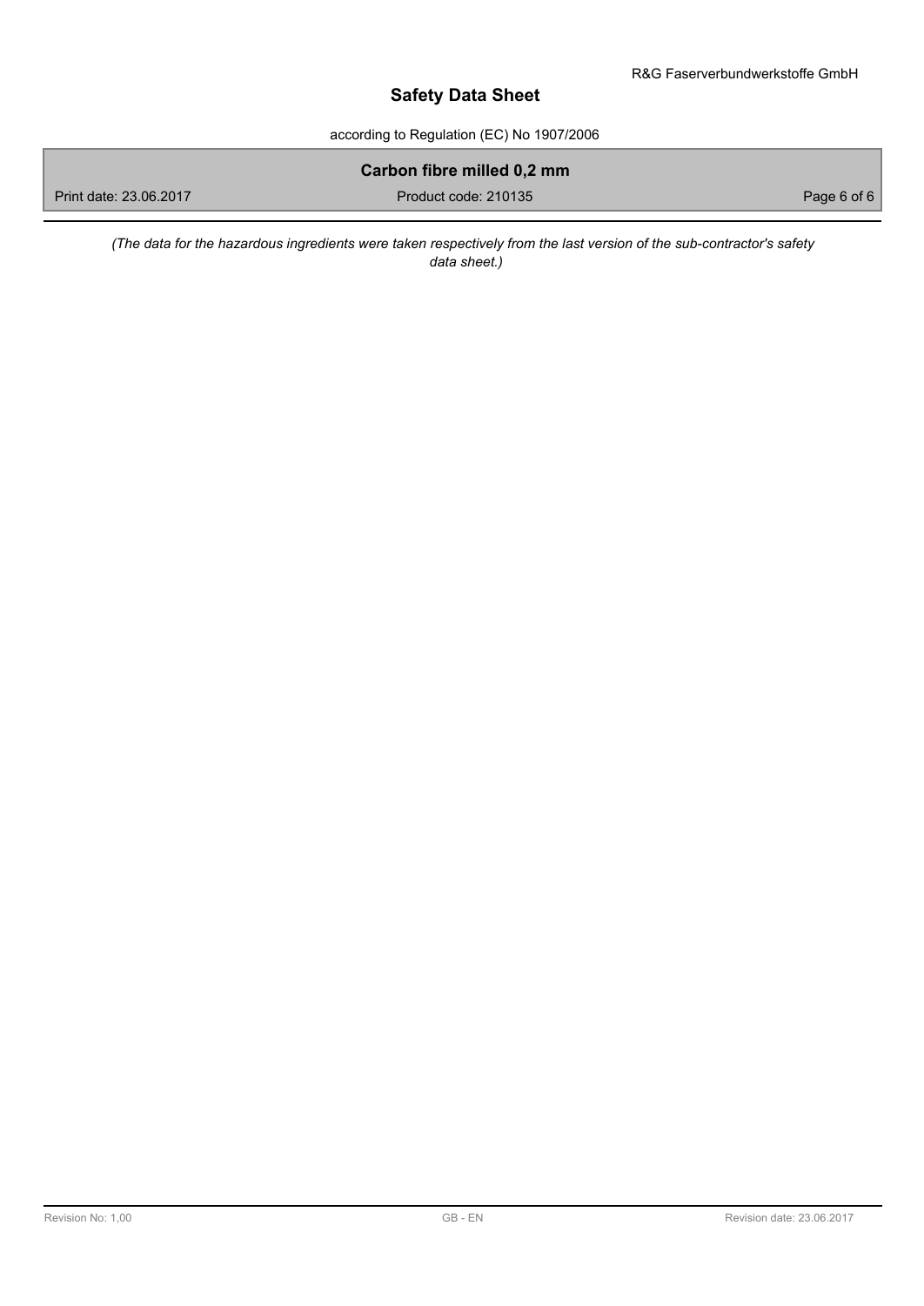*(The data for the hazardous ingredients were taken respectively from the last version of the sub-contractor's safety data sheet.)*